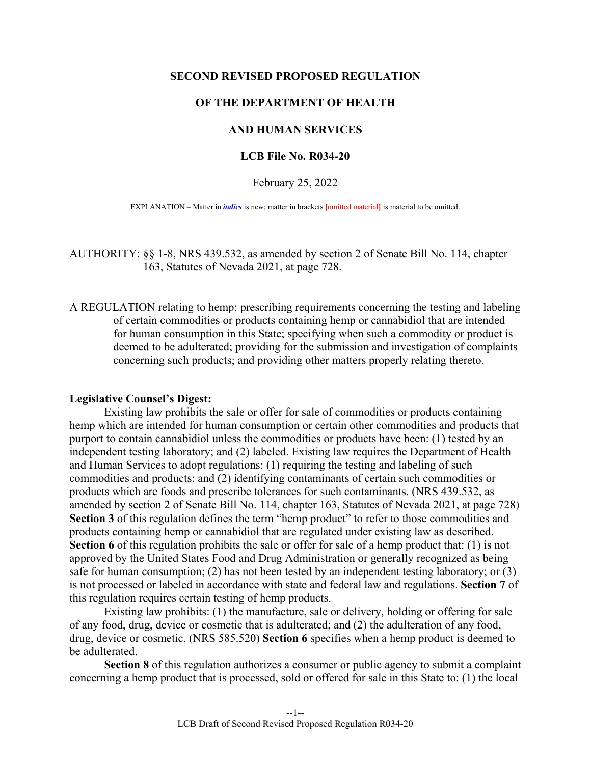**SECOND REVISED PROPOSED REGULATION**

**OF THE DEPARTMENT OF HEALTH**

**AND HUMAN SERVICES**

**LCB File No. R034-20**

February 25, 2022

EXPLANATION – Matter in *italics* is new; matter in brackets [~~omitted material~~] is material to be omitted.

AUTHORITY: §§ 1-8, NRS 439.532, as amended by section 2 of Senate Bill No. 114, chapter 163, Statutes of Nevada 2021, at page 728.

A REGULATION relating to hemp; prescribing requirements concerning the testing and labeling of certain commodities or products containing hemp or cannabidiol that are intended for human consumption in this State; specifying when such a commodity or product is deemed to be adulterated; providing for the submission and investigation of complaints concerning such products; and providing other matters properly relating thereto.

**Legislative Counsel's Digest:**

Existing law prohibits the sale or offer for sale of commodities or products containing hemp which are intended for human consumption or certain other commodities and products that purport to contain cannabidiol unless the commodities or products have been: (1) tested by an independent testing laboratory; and (2) labeled. Existing law requires the Department of Health and Human Services to adopt regulations: (1) requiring the testing and labeling of such commodities and products; and (2) identifying contaminants of certain such commodities or products which are foods and prescribe tolerances for such contaminants. (NRS 439.532, as amended by section 2 of Senate Bill No. 114, chapter 163, Statutes of Nevada 2021, at page 728) **Section 3** of this regulation defines the term "hemp product" to refer to those commodities and products containing hemp or cannabidiol that are regulated under existing law as described. **Section 6** of this regulation prohibits the sale or offer for sale of a hemp product that: (1) is not approved by the United States Food and Drug Administration or generally recognized as being safe for human consumption; (2) has not been tested by an independent testing laboratory; or (3) is not processed or labeled in accordance with state and federal law and regulations. **Section 7** of this regulation requires certain testing of hemp products.

Existing law prohibits: (1) the manufacture, sale or delivery, holding or offering for sale of any food, drug, device or cosmetic that is adulterated; and (2) the adulteration of any food, drug, device or cosmetic. (NRS 585.520) **Section 6** specifies when a hemp product is deemed to be adulterated.

**Section 8** of this regulation authorizes a consumer or public agency to submit a complaint concerning a hemp product that is processed, sold or offered for sale in this State to: (1) the local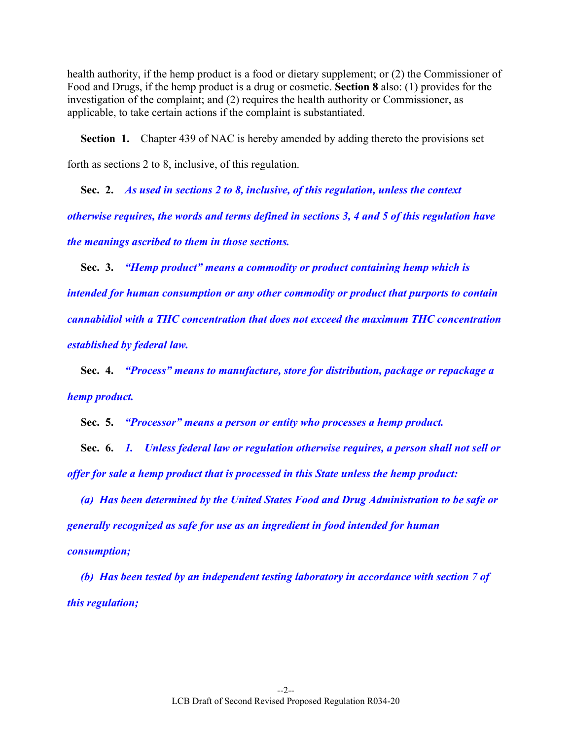health authority, if the hemp product is a food or dietary supplement; or (2) the Commissioner of Food and Drugs, if the hemp product is a drug or cosmetic. **Section 8** also: (1) provides for the investigation of the complaint; and (2) requires the health authority or Commissioner, as applicable, to take certain actions if the complaint is substantiated.

**Section 1.** Chapter 439 of NAC is hereby amended by adding thereto the provisions set forth as sections 2 to 8, inclusive, of this regulation.

**Sec. 2.** ***As used in sections 2 to 8, inclusive, of this regulation, unless the context otherwise requires, the words and terms defined in sections 3, 4 and 5 of this regulation have the meanings ascribed to them in those sections.***

**Sec. 3.** ***"Hemp product" means a commodity or product containing hemp which is intended for human consumption or any other commodity or product that purports to contain cannabidiol with a THC concentration that does not exceed the maximum THC concentration established by federal law.***

**Sec. 4.** ***"Process" means to manufacture, store for distribution, package or repackage a hemp product.***

**Sec. 5.** ***"Processor" means a person or entity who processes a hemp product.***

**Sec. 6.** ***1. Unless federal law or regulation otherwise requires, a person shall not sell or offer for sale a hemp product that is processed in this State unless the hemp product:***

***(a) Has been determined by the United States Food and Drug Administration to be safe or generally recognized as safe for use as an ingredient in food intended for human consumption;***

***(b) Has been tested by an independent testing laboratory in accordance with section 7 of this regulation;***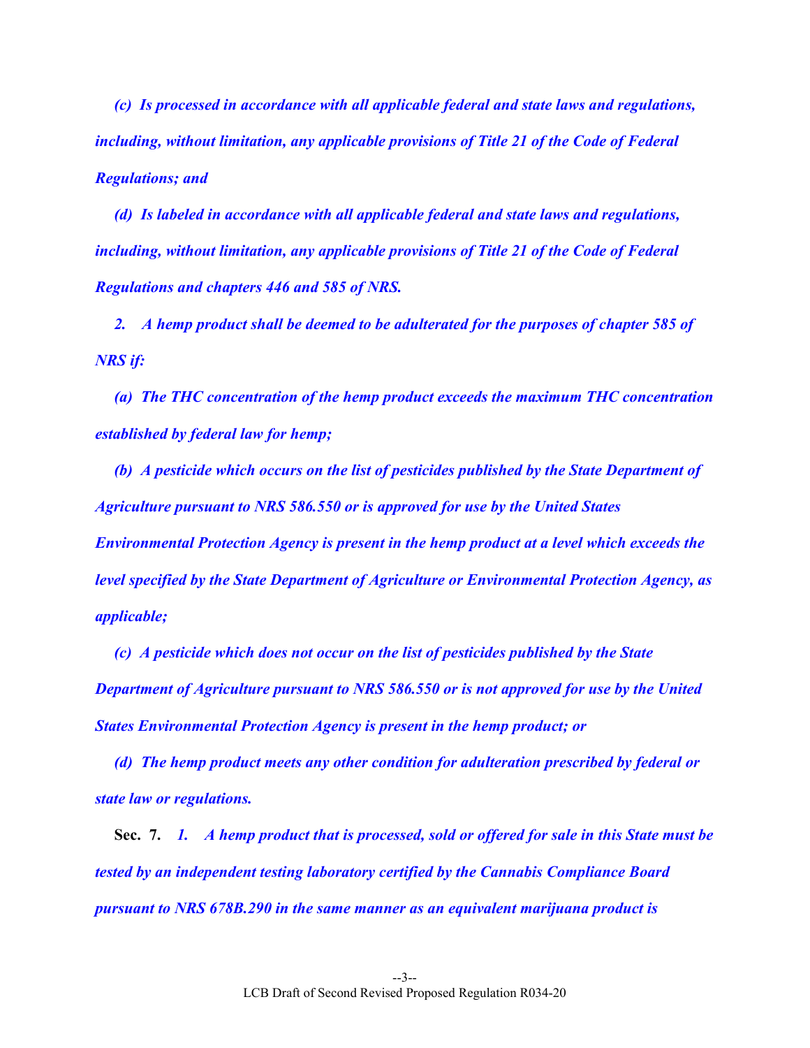*(c) Is processed in accordance with all applicable federal and state laws and regulations, including, without limitation, any applicable provisions of Title 21 of the Code of Federal Regulations; and*

*(d) Is labeled in accordance with all applicable federal and state laws and regulations, including, without limitation, any applicable provisions of Title 21 of the Code of Federal Regulations and chapters 446 and 585 of NRS.*

*2. A hemp product shall be deemed to be adulterated for the purposes of chapter 585 of NRS if:*

*(a) The THC concentration of the hemp product exceeds the maximum THC concentration established by federal law for hemp;*

*(b) A pesticide which occurs on the list of pesticides published by the State Department of Agriculture pursuant to NRS 586.550 or is approved for use by the United States Environmental Protection Agency is present in the hemp product at a level which exceeds the level specified by the State Department of Agriculture or Environmental Protection Agency, as applicable;*

*(c) A pesticide which does not occur on the list of pesticides published by the State Department of Agriculture pursuant to NRS 586.550 or is not approved for use by the United States Environmental Protection Agency is present in the hemp product; or*

*(d) The hemp product meets any other condition for adulteration prescribed by federal or state law or regulations.*

**Sec. 7.** *1. A hemp product that is processed, sold or offered for sale in this State must be tested by an independent testing laboratory certified by the Cannabis Compliance Board pursuant to NRS 678B.290 in the same manner as an equivalent marijuana product is*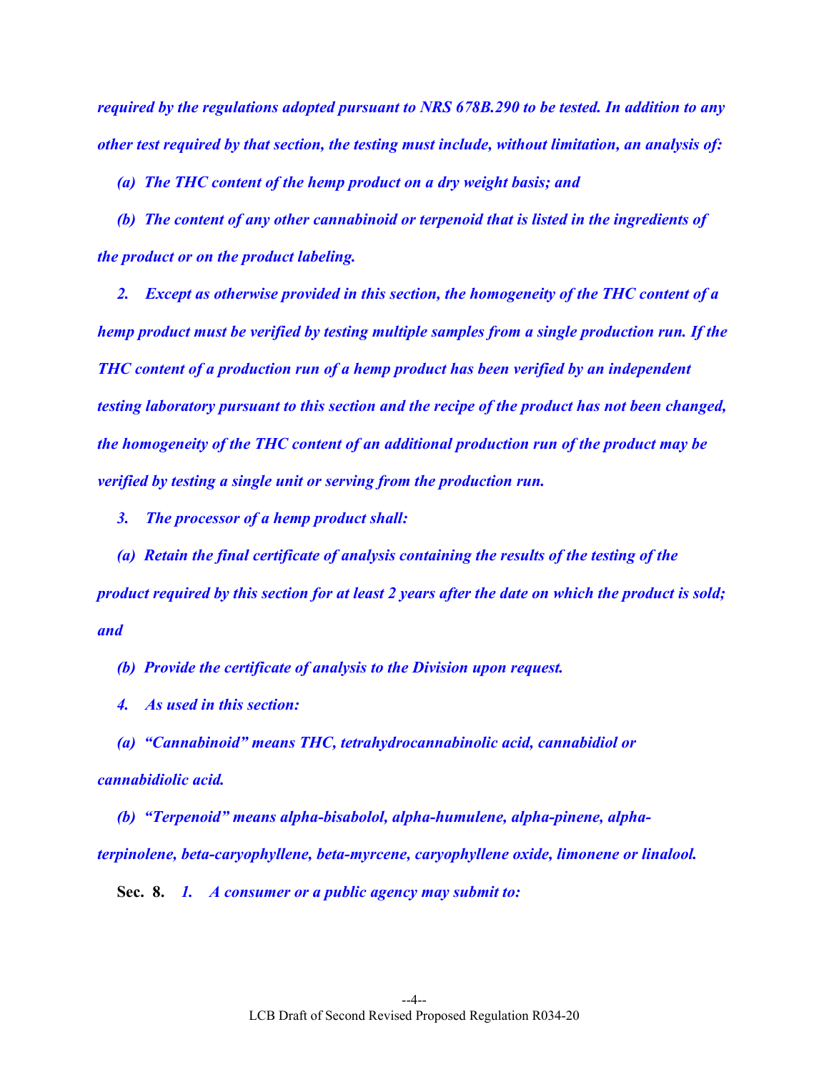*required by the regulations adopted pursuant to NRS 678B.290 to be tested. In addition to any other test required by that section, the testing must include, without limitation, an analysis of:*

*(a) The THC content of the hemp product on a dry weight basis; and*

*(b) The content of any other cannabinoid or terpenoid that is listed in the ingredients of the product or on the product labeling.*

*2. Except as otherwise provided in this section, the homogeneity of the THC content of a hemp product must be verified by testing multiple samples from a single production run. If the THC content of a production run of a hemp product has been verified by an independent testing laboratory pursuant to this section and the recipe of the product has not been changed, the homogeneity of the THC content of an additional production run of the product may be verified by testing a single unit or serving from the production run.*

*3. The processor of a hemp product shall:*

*(a) Retain the final certificate of analysis containing the results of the testing of the product required by this section for at least 2 years after the date on which the product is sold; and*

*(b) Provide the certificate of analysis to the Division upon request.*

*4. As used in this section:*

*(a) "Cannabinoid" means THC, tetrahydrocannabinolic acid, cannabidiol or cannabidiolic acid.*

*(b) "Terpenoid" means alpha-bisabolol, alpha-humulene, alpha-pinene, alpha-terpinolene, beta-caryophyllene, beta-myrcene, caryophyllene oxide, limonene or linalool.*

**Sec. 8.** *1. A consumer or a public agency may submit to:*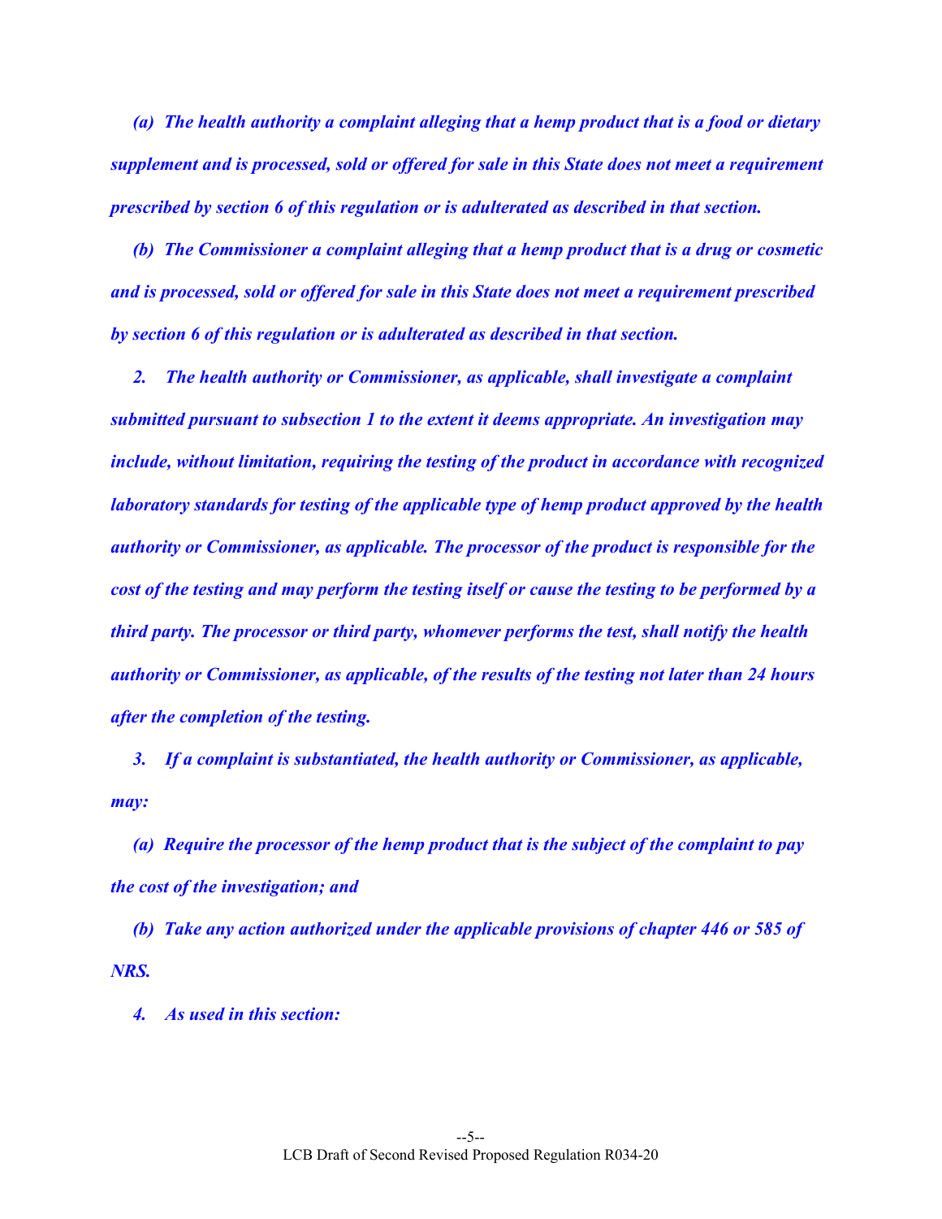*(a) The health authority a complaint alleging that a hemp product that is a food or dietary supplement and is processed, sold or offered for sale in this State does not meet a requirement prescribed by section 6 of this regulation or is adulterated as described in that section.*

*(b) The Commissioner a complaint alleging that a hemp product that is a drug or cosmetic and is processed, sold or offered for sale in this State does not meet a requirement prescribed by section 6 of this regulation or is adulterated as described in that section.*

*2. The health authority or Commissioner, as applicable, shall investigate a complaint submitted pursuant to subsection 1 to the extent it deems appropriate. An investigation may include, without limitation, requiring the testing of the product in accordance with recognized laboratory standards for testing of the applicable type of hemp product approved by the health authority or Commissioner, as applicable. The processor of the product is responsible for the cost of the testing and may perform the testing itself or cause the testing to be performed by a third party. The processor or third party, whomever performs the test, shall notify the health authority or Commissioner, as applicable, of the results of the testing not later than 24 hours after the completion of the testing.*

*3. If a complaint is substantiated, the health authority or Commissioner, as applicable, may:*

*(a) Require the processor of the hemp product that is the subject of the complaint to pay the cost of the investigation; and*

*(b) Take any action authorized under the applicable provisions of chapter 446 or 585 of NRS.*

*4. As used in this section:*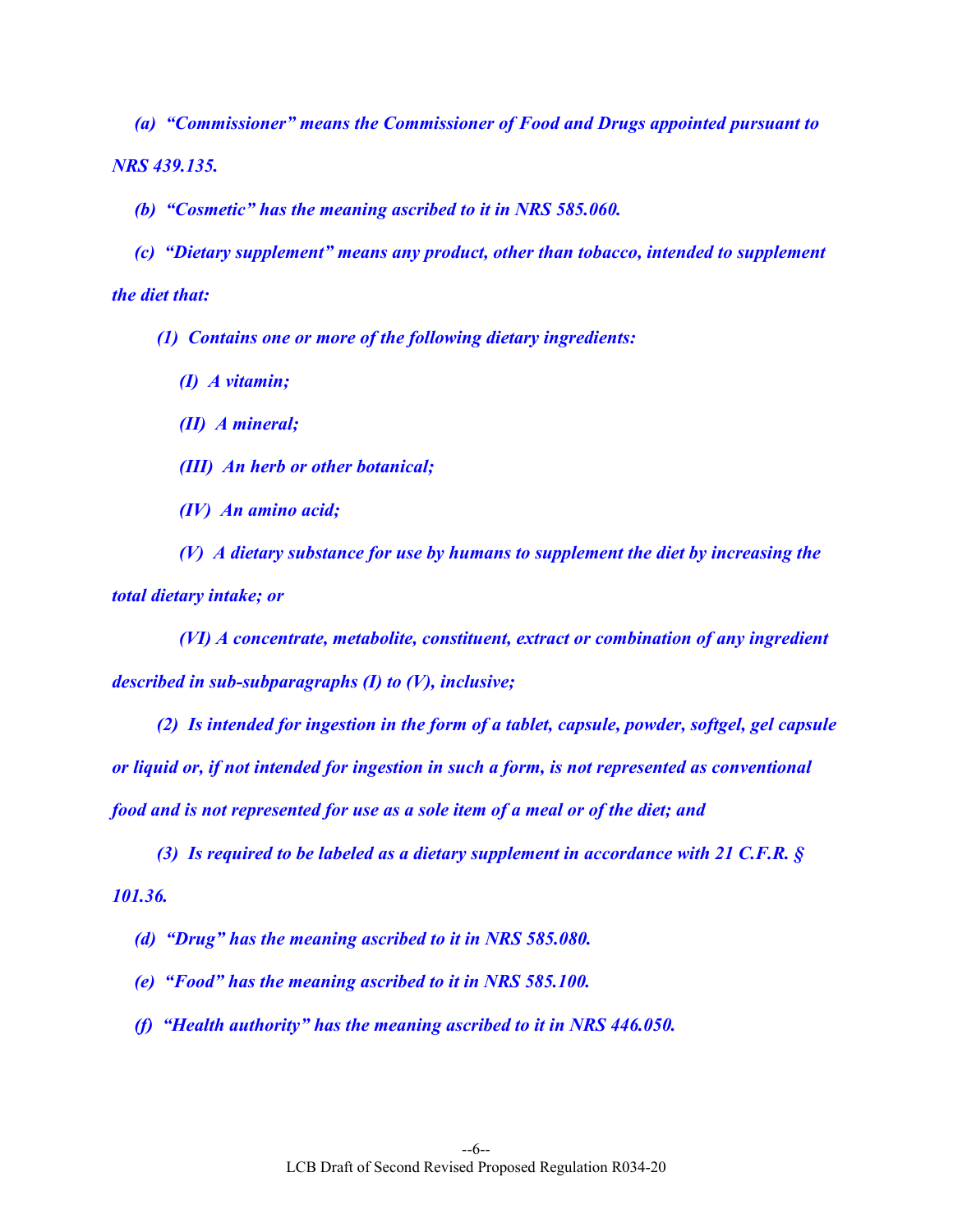*(a) "Commissioner" means the Commissioner of Food and Drugs appointed pursuant to NRS 439.135.*

*(b) "Cosmetic" has the meaning ascribed to it in NRS 585.060.*

*(c) "Dietary supplement" means any product, other than tobacco, intended to supplement the diet that:*

*(1) Contains one or more of the following dietary ingredients:*

*(I) A vitamin;*

*(II) A mineral;*

*(III) An herb or other botanical;*

*(IV) An amino acid;*

*(V) A dietary substance for use by humans to supplement the diet by increasing the total dietary intake; or*

*(VI) A concentrate, metabolite, constituent, extract or combination of any ingredient described in sub-subparagraphs (I) to (V), inclusive;*

*(2) Is intended for ingestion in the form of a tablet, capsule, powder, softgel, gel capsule or liquid or, if not intended for ingestion in such a form, is not represented as conventional food and is not represented for use as a sole item of a meal or of the diet; and*

*(3) Is required to be labeled as a dietary supplement in accordance with 21 C.F.R. § 101.36.*

*(d) "Drug" has the meaning ascribed to it in NRS 585.080.*

*(e) "Food" has the meaning ascribed to it in NRS 585.100.*

*(f) "Health authority" has the meaning ascribed to it in NRS 446.050.*